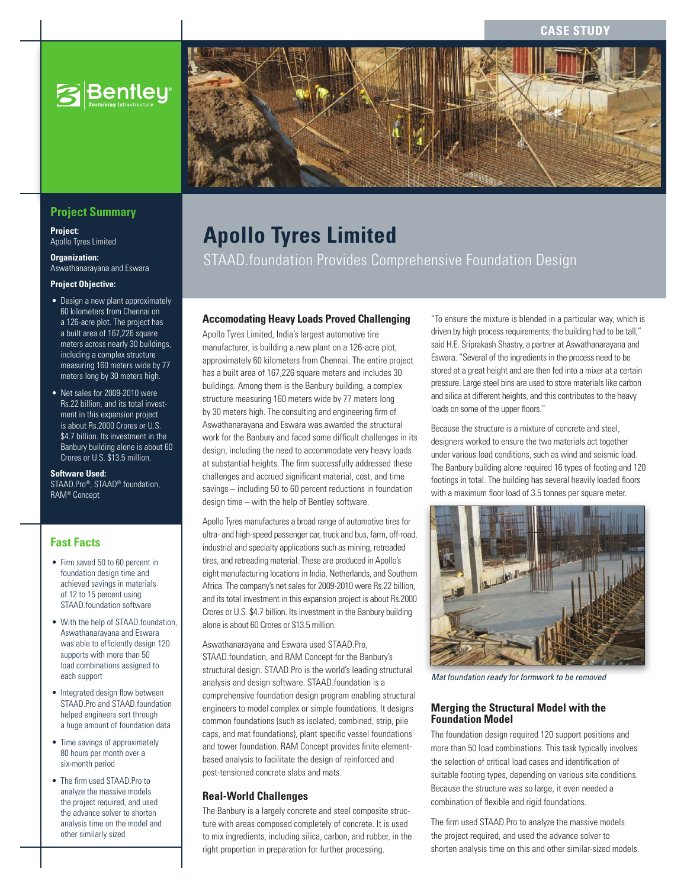CASE STUDY

# Apollo Tyres Limited

## STAAD.foundation Provides Comprehensive Foundation Design

## Project Summary

**Project:**
Apollo Tyres Limited

**Organization:**
Aswathanarayana and Eswara

**Project Objective:**

- Design a new plant approximately 60 kilometers from Chennai on a 126-acre plot. The project has a built area of 167,226 square meters across nearly 30 buildings, including a complex structure measuring 160 meters wide by 77 meters long by 30 meters high.
- Net sales for 2009-2010 were Rs.22 billion, and its total investment in this expansion project is about Rs.2000 Crores or U.S. $4.7 billion. Its investment in the Banbury building alone is about 60 Crores or U.S. $13.5 million.

**Software Used:**
STAAD.Pro®, STAAD®.foundation, RAM® Concept

## Fast Facts

- Firm saved 50 to 60 percent in foundation design time and achieved savings in materials of 12 to 15 percent using STAAD.foundation software
- With the help of STAAD.foundation, Aswathanarayana and Eswara was able to efficiently design 120 supports with more than 50 load combinations assigned to each support
- Integrated design flow between STAAD.Pro and STAAD.foundation helped engineers sort through a huge amount of foundation data
- Time savings of approximately 80 hours per month over a six-month period
- The firm used STAAD.Pro to analyze the massive models the project required, and used the advance solver to shorten analysis time on the model and other similarly sized

### Accomodating Heavy Loads Proved Challenging

Apollo Tyres Limited, India's largest automotive tire manufacturer, is building a new plant on a 126-acre plot, approximately 60 kilometers from Chennai. The entire project has a built area of 167,226 square meters and includes 30 buildings. Among them is the Banbury building, a complex structure measuring 160 meters wide by 77 meters long by 30 meters high. The consulting and engineering firm of Aswathanarayana and Eswara was awarded the structural work for the Banbury and faced some difficult challenges in its design, including the need to accommodate very heavy loads at substantial heights. The firm successfully addressed these challenges and accrued significant material, cost, and time savings – including 50 to 60 percent reductions in foundation design time – with the help of Bentley software.

Apollo Tyres manufactures a broad range of automotive tires for ultra- and high-speed passenger car, truck and bus, farm, off-road, industrial and specialty applications such as mining, retreaded tires, and retreading material. These are produced in Apollo's eight manufacturing locations in India, Netherlands, and Southern Africa. The company's net sales for 2009-2010 were Rs.22 billion, and its total investment in this expansion project is about Rs.2000 Crores or U.S. $4.7 billion. Its investment in the Banbury building alone is about 60 Crores or $13.5 million.

Aswathanarayana and Eswara used STAAD.Pro, STAAD.foundation, and RAM Concept for the Banbury's structural design. STAAD.Pro is the world's leading structural analysis and design software. STAAD.foundation is a comprehensive foundation design program enabling structural engineers to model complex or simple foundations. It designs common foundations (such as isolated, combined, strip, pile caps, and mat foundations), plant specific vessel foundations and tower foundation. RAM Concept provides finite element-based analysis to facilitate the design of reinforced and post-tensioned concrete slabs and mats.

### Real-World Challenges

The Banbury is a largely concrete and steel composite structure with areas composed completely of concrete. It is used to mix ingredients, including silica, carbon, and rubber, in the right proportion in preparation for further processing.

"To ensure the mixture is blended in a particular way, which is driven by high process requirements, the building had to be tall," said H.E. Sriprakash Shastry, a partner at Aswathanarayana and Eswara. "Several of the ingredients in the process need to be stored at a great height and are then fed into a mixer at a certain pressure. Large steel bins are used to store materials like carbon and silica at different heights, and this contributes to the heavy loads on some of the upper floors."

Because the structure is a mixture of concrete and steel, designers worked to ensure the two materials act together under various load conditions, such as wind and seismic load. The Banbury building alone required 16 types of footing and 120 footings in total. The building has several heavily loaded floors with a maximum floor load of 3.5 tonnes per square meter.

*Mat foundation ready for formwork to be removed*

### Merging the Structural Model with the Foundation Model

The foundation design required 120 support positions and more than 50 load combinations. This task typically involves the selection of critical load cases and identification of suitable footing types, depending on various site conditions. Because the structure was so large, it even needed a combination of flexible and rigid foundations.

The firm used STAAD.Pro to analyze the massive models the project required, and used the advance solver to shorten analysis time on this and other similar-sized models.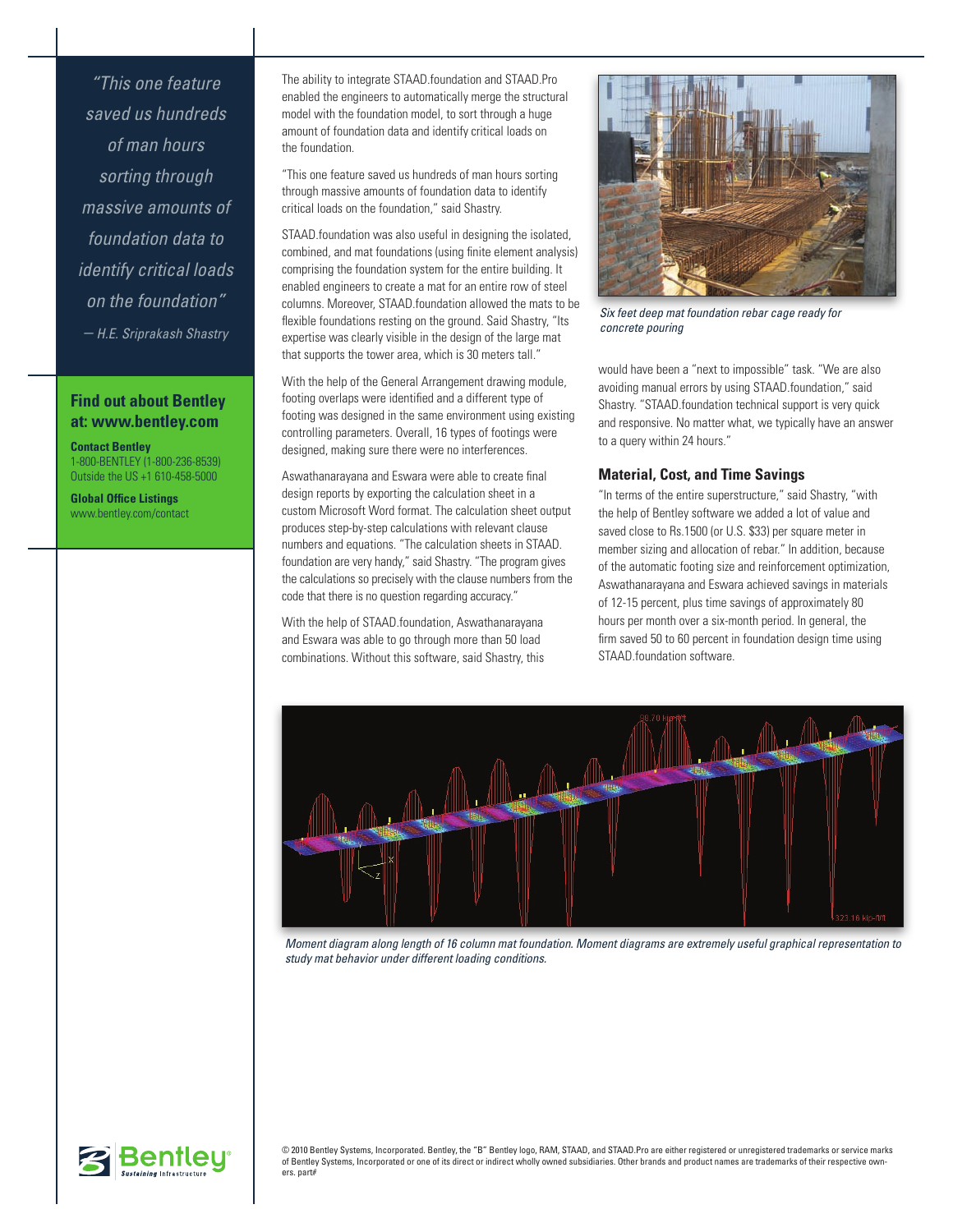*"This one feature saved us hundreds of man hours sorting through massive amounts of foundation data to identify critical loads on the foundation"*

*— H.E. Sriprakash Shastry*

**Find out about Bentley at: www.bentley.com**

**Contact Bentley**
1-800-BENTLEY (1-800-236-8539)
Outside the US +1 610-458-5000

**Global Office Listings**
www.bentley.com/contact

The ability to integrate STAAD.foundation and STAAD.Pro enabled the engineers to automatically merge the structural model with the foundation model, to sort through a huge amount of foundation data and identify critical loads on the foundation.

"This one feature saved us hundreds of man hours sorting through massive amounts of foundation data to identify critical loads on the foundation," said Shastry.

STAAD.foundation was also useful in designing the isolated, combined, and mat foundations (using finite element analysis) comprising the foundation system for the entire building. It enabled engineers to create a mat for an entire row of steel columns. Moreover, STAAD.foundation allowed the mats to be flexible foundations resting on the ground. Said Shastry, "Its expertise was clearly visible in the design of the large mat that supports the tower area, which is 30 meters tall."

With the help of the General Arrangement drawing module, footing overlaps were identified and a different type of footing was designed in the same environment using existing controlling parameters. Overall, 16 types of footings were designed, making sure there were no interferences.

Aswathanarayana and Eswara were able to create final design reports by exporting the calculation sheet in a custom Microsoft Word format. The calculation sheet output produces step-by-step calculations with relevant clause numbers and equations. "The calculation sheets in STAAD.foundation are very handy," said Shastry. "The program gives the calculations so precisely with the clause numbers from the code that there is no question regarding accuracy."

With the help of STAAD.foundation, Aswathanarayana and Eswara was able to go through more than 50 load combinations. Without this software, said Shastry, this would have been a "next to impossible" task. "We are also avoiding manual errors by using STAAD.foundation," said Shastry. "STAAD.foundation technical support is very quick and responsive. No matter what, we typically have an answer to a query within 24 hours."

*Six feet deep mat foundation rebar cage ready for concrete pouring*

### Material, Cost, and Time Savings

"In terms of the entire superstructure," said Shastry, "with the help of Bentley software we added a lot of value and saved close to Rs.1500 (or U.S. $33) per square meter in member sizing and allocation of rebar." In addition, because of the automatic footing size and reinforcement optimization, Aswathanarayana and Eswara achieved savings in materials of 12-15 percent, plus time savings of approximately 80 hours per month over a six-month period. In general, the firm saved 50 to 60 percent in foundation design time using STAAD.foundation software.

98.70 kip-ft/ft

323.16 kip-ft/ft

*Moment diagram along length of 16 column mat foundation. Moment diagrams are extremely useful graphical representation to study mat behavior under different loading conditions.*

© 2010 Bentley Systems, Incorporated. Bentley, the "B" Bentley logo, RAM, STAAD, and STAAD.Pro are either registered or unregistered trademarks or service marks of Bentley Systems, Incorporated or one of its direct or indirect wholly owned subsidiaries. Other brands and product names are trademarks of their respective owners. part#